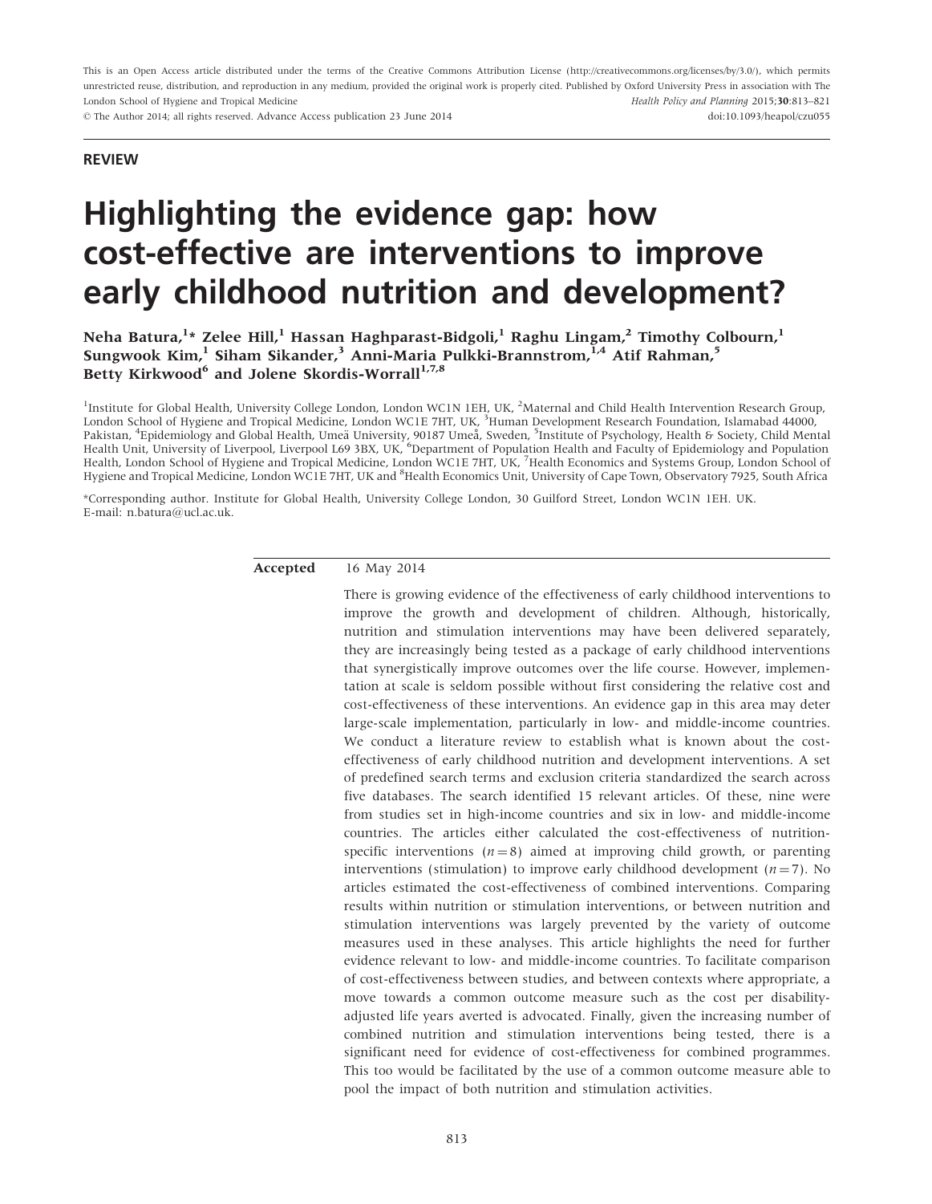This is an Open Access article distributed under the terms of the Creative Commons Attribution License (http://creativecommons.org/licenses/by/3.0/), which permits unrestricted reuse, distribution, and reproduction in any medium, provided the original work is properly cited. Published by Oxford University Press in association with The London School of Hygiene and Tropical Medicine

© The Author 2014; all rights reserved. Advance Access publication 23 June 2014

doi:10.1093/heapol/czu055

**REVIEW**

# Highlighting the evidence gap: how cost-effective are interventions to improve early childhood nutrition and development?

**Neha Batura,[1]* Zelee Hill,[1] Hassan Haghparast-Bidgoli,[1] Raghu Lingam,[2] Timothy Colbourn,[1] Sungwook Kim,[1] Siham Sikander,[3] Anni-Maria Pulkki-Brannstrom,[1,4] Atif Rahman,[5] Betty Kirkwood[6] and Jolene Skordis-Worrall[1,7,8]**

[1]Institute for Global Health, University College London, London WC1N 1EH, UK, [2]Maternal and Child Health Intervention Research Group, London School of Hygiene and Tropical Medicine, London WC1E 7HT, UK, [3]Human Development Research Foundation, Islamabad 44000, Pakistan, [4]Epidemiology and Global Health, Umeå University, 90187 Umeå, Sweden, [5]Institute of Psychology, Health & Society, Child Mental Health Unit, University of Liverpool, Liverpool L69 3BX, UK, [6]Department of Population Health and Faculty of Epidemiology and Population Health, London School of Hygiene and Tropical Medicine, London WC1E 7HT, UK, [7]Health Economics and Systems Group, London School of Hygiene and Tropical Medicine, London WC1E 7HT, UK and [8]Health Economics Unit, University of Cape Town, Observatory 7925, South Africa

*Corresponding author. Institute for Global Health, University College London, 30 Guilford Street, London WC1N 1EH. UK. E-mail: n.batura@ucl.ac.uk.

**Accepted** 16 May 2014

There is growing evidence of the effectiveness of early childhood interventions to improve the growth and development of children. Although, historically, nutrition and stimulation interventions may have been delivered separately, they are increasingly being tested as a package of early childhood interventions that synergistically improve outcomes over the life course. However, implementation at scale is seldom possible without first considering the relative cost and cost-effectiveness of these interventions. An evidence gap in this area may deter large-scale implementation, particularly in low- and middle-income countries. We conduct a literature review to establish what is known about the cost-effectiveness of early childhood nutrition and development interventions. A set of predefined search terms and exclusion criteria standardized the search across five databases. The search identified 15 relevant articles. Of these, nine were from studies set in high-income countries and six in low- and middle-income countries. The articles either calculated the cost-effectiveness of nutrition-specific interventions ($n = 8$) aimed at improving child growth, or parenting interventions (stimulation) to improve early childhood development ($n = 7$). No articles estimated the cost-effectiveness of combined interventions. Comparing results within nutrition or stimulation interventions, or between nutrition and stimulation interventions was largely prevented by the variety of outcome measures used in these analyses. This article highlights the need for further evidence relevant to low- and middle-income countries. To facilitate comparison of cost-effectiveness between studies, and between contexts where appropriate, a move towards a common outcome measure such as the cost per disability-adjusted life years averted is advocated. Finally, given the increasing number of combined nutrition and stimulation interventions being tested, there is a significant need for evidence of cost-effectiveness for combined programmes. This too would be facilitated by the use of a common outcome measure able to pool the impact of both nutrition and stimulation activities.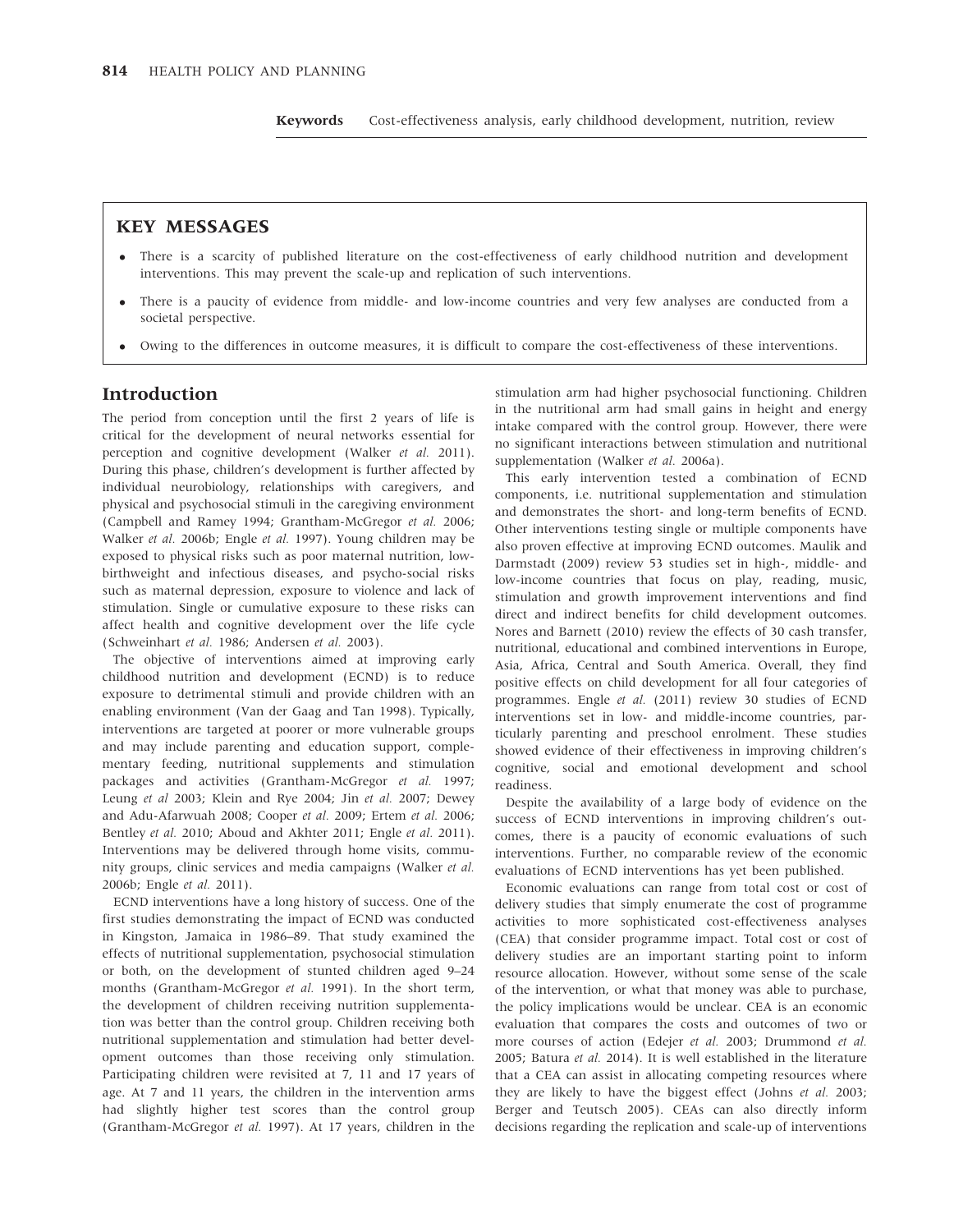**Keywords** Cost-effectiveness analysis, early childhood development, nutrition, review

## KEY MESSAGES

- There is a scarcity of published literature on the cost-effectiveness of early childhood nutrition and development interventions. This may prevent the scale-up and replication of such interventions.
- There is a paucity of evidence from middle- and low-income countries and very few analyses are conducted from a societal perspective.
- Owing to the differences in outcome measures, it is difficult to compare the cost-effectiveness of these interventions.

## Introduction

The period from conception until the first 2 years of life is critical for the development of neural networks essential for perception and cognitive development (Walker *et al.* 2011). During this phase, children's development is further affected by individual neurobiology, relationships with caregivers, and physical and psychosocial stimuli in the caregiving environment (Campbell and Ramey 1994; Grantham-McGregor *et al.* 2006; Walker *et al.* 2006b; Engle *et al.* 1997). Young children may be exposed to physical risks such as poor maternal nutrition, low-birthweight and infectious diseases, and psycho-social risks such as maternal depression, exposure to violence and lack of stimulation. Single or cumulative exposure to these risks can affect health and cognitive development over the life cycle (Schweinhart *et al.* 1986; Andersen *et al.* 2003).

The objective of interventions aimed at improving early childhood nutrition and development (ECND) is to reduce exposure to detrimental stimuli and provide children with an enabling environment (Van der Gaag and Tan 1998). Typically, interventions are targeted at poorer or more vulnerable groups and may include parenting and education support, complementary feeding, nutritional supplements and stimulation packages and activities (Grantham-McGregor *et al.* 1997; Leung *et al* 2003; Klein and Rye 2004; Jin *et al.* 2007; Dewey and Adu-Afarwuah 2008; Cooper *et al.* 2009; Ertem *et al.* 2006; Bentley *et al.* 2010; Aboud and Akhter 2011; Engle *et al.* 2011). Interventions may be delivered through home visits, community groups, clinic services and media campaigns (Walker *et al.* 2006b; Engle *et al.* 2011).

ECND interventions have a long history of success. One of the first studies demonstrating the impact of ECND was conducted in Kingston, Jamaica in 1986–89. That study examined the effects of nutritional supplementation, psychosocial stimulation or both, on the development of stunted children aged 9–24 months (Grantham-McGregor *et al.* 1991). In the short term, the development of children receiving nutrition supplementation was better than the control group. Children receiving both nutritional supplementation and stimulation had better development outcomes than those receiving only stimulation. Participating children were revisited at 7, 11 and 17 years of age. At 7 and 11 years, the children in the intervention arms had slightly higher test scores than the control group (Grantham-McGregor *et al.* 1997). At 17 years, children in the stimulation arm had higher psychosocial functioning. Children in the nutritional arm had small gains in height and energy intake compared with the control group. However, there were no significant interactions between stimulation and nutritional supplementation (Walker *et al.* 2006a).

This early intervention tested a combination of ECND components, i.e. nutritional supplementation and stimulation and demonstrates the short- and long-term benefits of ECND. Other interventions testing single or multiple components have also proven effective at improving ECND outcomes. Maulik and Darmstadt (2009) review 53 studies set in high-, middle- and low-income countries that focus on play, reading, music, stimulation and growth improvement interventions and find direct and indirect benefits for child development outcomes. Nores and Barnett (2010) review the effects of 30 cash transfer, nutritional, educational and combined interventions in Europe, Asia, Africa, Central and South America. Overall, they find positive effects on child development for all four categories of programmes. Engle *et al.* (2011) review 30 studies of ECND interventions set in low- and middle-income countries, particularly parenting and preschool enrolment. These studies showed evidence of their effectiveness in improving children's cognitive, social and emotional development and school readiness.

Despite the availability of a large body of evidence on the success of ECND interventions in improving children's outcomes, there is a paucity of economic evaluations of such interventions. Further, no comparable review of the economic evaluations of ECND interventions has yet been published.

Economic evaluations can range from total cost or cost of delivery studies that simply enumerate the cost of programme activities to more sophisticated cost-effectiveness analyses (CEA) that consider programme impact. Total cost or cost of delivery studies are an important starting point to inform resource allocation. However, without some sense of the scale of the intervention, or what that money was able to purchase, the policy implications would be unclear. CEA is an economic evaluation that compares the costs and outcomes of two or more courses of action (Edejer *et al.* 2003; Drummond *et al.* 2005; Batura *et al.* 2014). It is well established in the literature that a CEA can assist in allocating competing resources where they are likely to have the biggest effect (Johns *et al.* 2003; Berger and Teutsch 2005). CEAs can also directly inform decisions regarding the replication and scale-up of interventions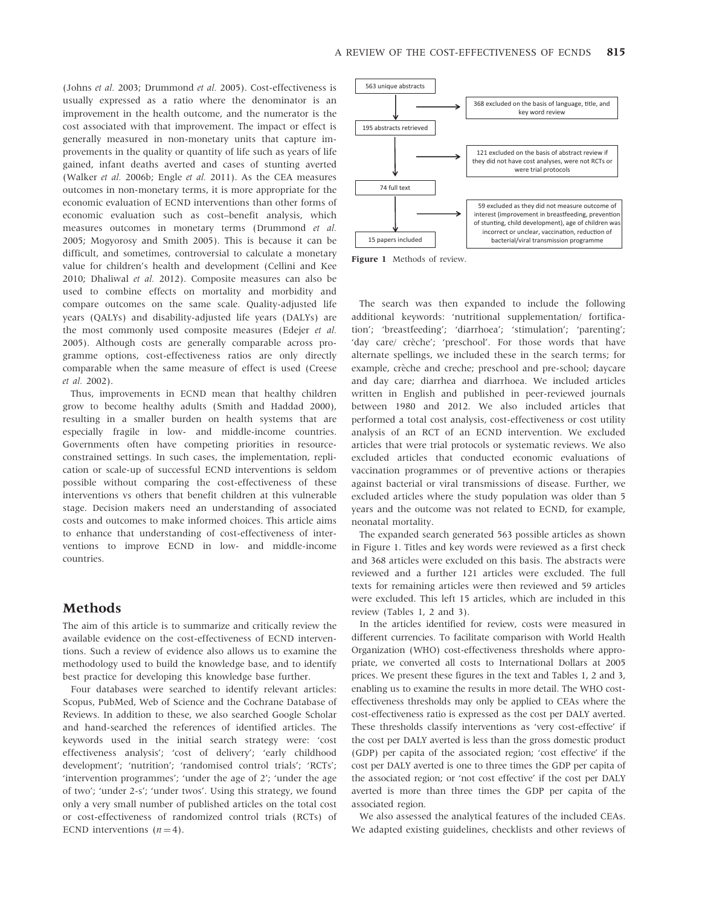(Johns *et al.* 2003; Drummond *et al.* 2005). Cost-effectiveness is usually expressed as a ratio where the denominator is an improvement in the health outcome, and the numerator is the cost associated with that improvement. The impact or effect is generally measured in non-monetary units that capture improvements in the quality or quantity of life such as years of life gained, infant deaths averted and cases of stunting averted (Walker *et al.* 2006b; Engle *et al.* 2011). As the CEA measures outcomes in non-monetary terms, it is more appropriate for the economic evaluation of ECND interventions than other forms of economic evaluation such as cost–benefit analysis, which measures outcomes in monetary terms (Drummond *et al.* 2005; Mogyorosy and Smith 2005). This is because it can be difficult, and sometimes, controversial to calculate a monetary value for children's health and development (Cellini and Kee 2010; Dhaliwal *et al.* 2012). Composite measures can also be used to combine effects on mortality and morbidity and compare outcomes on the same scale. Quality-adjusted life years (QALYs) and disability-adjusted life years (DALYs) are the most commonly used composite measures (Edejer *et al.* 2005). Although costs are generally comparable across programme options, cost-effectiveness ratios are only directly comparable when the same measure of effect is used (Creese *et al.* 2002).

Thus, improvements in ECND mean that healthy children grow to become healthy adults (Smith and Haddad 2000), resulting in a smaller burden on health systems that are especially fragile in low- and middle-income countries. Governments often have competing priorities in resource-constrained settings. In such cases, the implementation, replication or scale-up of successful ECND interventions is seldom possible without comparing the cost-effectiveness of these interventions vs others that benefit children at this vulnerable stage. Decision makers need an understanding of associated costs and outcomes to make informed choices. This article aims to enhance that understanding of cost-effectiveness of interventions to improve ECND in low- and middle-income countries.

## Methods

The aim of this article is to summarize and critically review the available evidence on the cost-effectiveness of ECND interventions. Such a review of evidence also allows us to examine the methodology used to build the knowledge base, and to identify best practice for developing this knowledge base further.

Four databases were searched to identify relevant articles: Scopus, PubMed, Web of Science and the Cochrane Database of Reviews. In addition to these, we also searched Google Scholar and hand-searched the references of identified articles. The keywords used in the initial search strategy were: 'cost effectiveness analysis'; 'cost of delivery'; 'early childhood development'; 'nutrition'; 'randomised control trials'; 'RCTs'; 'intervention programmes'; 'under the age of 2'; 'under the age of two'; 'under 2-s'; 'under twos'. Using this strategy, we found only a very small number of published articles on the total cost or cost-effectiveness of randomized control trials (RCTs) of ECND interventions ($n = 4$).

563 unique abstracts → 368 excluded on the basis of language, title, and key word review

195 abstracts retrieved → 121 excluded on the basis of abstract review if they did not have cost analyses, were not RCTs or were trial protocols

74 full text → 59 excluded as they did not measure outcome of interest (improvement in breastfeeding, prevention of stunting, child development), age of children was incorrect or unclear, vaccination, reduction of bacterial/viral transmission programme

15 papers included

**Figure 1** Methods of review.

The search was then expanded to include the following additional keywords: 'nutritional supplementation/ fortification'; 'breastfeeding'; 'diarrhoea'; 'stimulation'; 'parenting'; 'day care/ crèche'; 'preschool'. For those words that have alternate spellings, we included these in the search terms; for example, crèche and creche; preschool and pre-school; daycare and day care; diarrhea and diarrhoea. We included articles written in English and published in peer-reviewed journals between 1980 and 2012. We also included articles that performed a total cost analysis, cost-effectiveness or cost utility analysis of an RCT of an ECND intervention. We excluded articles that were trial protocols or systematic reviews. We also excluded articles that conducted economic evaluations of vaccination programmes or of preventive actions or therapies against bacterial or viral transmissions of disease. Further, we excluded articles where the study population was older than 5 years and the outcome was not related to ECND, for example, neonatal mortality.

The expanded search generated 563 possible articles as shown in Figure 1. Titles and key words were reviewed as a first check and 368 articles were excluded on this basis. The abstracts were reviewed and a further 121 articles were excluded. The full texts for remaining articles were then reviewed and 59 articles were excluded. This left 15 articles, which are included in this review (Tables 1, 2 and 3).

In the articles identified for review, costs were measured in different currencies. To facilitate comparison with World Health Organization (WHO) cost-effectiveness thresholds where appropriate, we converted all costs to International Dollars at 2005 prices. We present these figures in the text and Tables 1, 2 and 3, enabling us to examine the results in more detail. The WHO cost-effectiveness thresholds may only be applied to CEAs where the cost-effectiveness ratio is expressed as the cost per DALY averted. These thresholds classify interventions as 'very cost-effective' if the cost per DALY averted is less than the gross domestic product (GDP) per capita of the associated region; 'cost effective' if the cost per DALY averted is one to three times the GDP per capita of the associated region; or 'not cost effective' if the cost per DALY averted is more than three times the GDP per capita of the associated region.

We also assessed the analytical features of the included CEAs. We adapted existing guidelines, checklists and other reviews of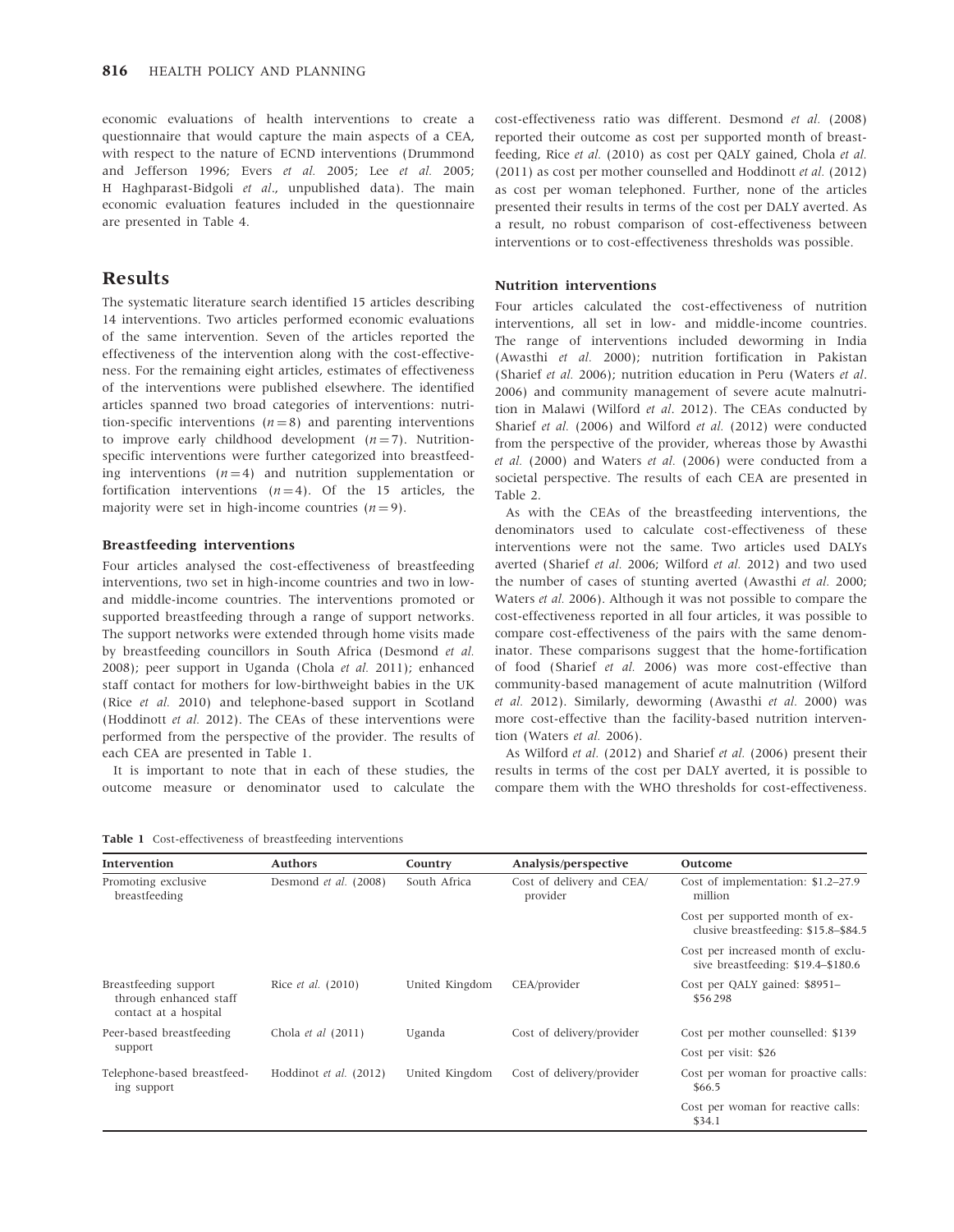economic evaluations of health interventions to create a questionnaire that would capture the main aspects of a CEA, with respect to the nature of ECND interventions (Drummond and Jefferson 1996; Evers *et al.* 2005; Lee *et al.* 2005; H Haghparast-Bidgoli *et al*., unpublished data). The main economic evaluation features included in the questionnaire are presented in Table 4.

## Results

The systematic literature search identified 15 articles describing 14 interventions. Two articles performed economic evaluations of the same intervention. Seven of the articles reported the effectiveness of the intervention along with the cost-effectiveness. For the remaining eight articles, estimates of effectiveness of the interventions were published elsewhere. The identified articles spanned two broad categories of interventions: nutrition-specific interventions ($n = 8$) and parenting interventions to improve early childhood development ($n = 7$). Nutrition-specific interventions were further categorized into breastfeeding interventions ($n = 4$) and nutrition supplementation or fortification interventions ($n = 4$). Of the 15 articles, the majority were set in high-income countries ($n = 9$).

### Breastfeeding interventions

Four articles analysed the cost-effectiveness of breastfeeding interventions, two set in high-income countries and two in low- and middle-income countries. The interventions promoted or supported breastfeeding through a range of support networks. The support networks were extended through home visits made by breastfeeding councillors in South Africa (Desmond *et al.* 2008); peer support in Uganda (Chola *et al.* 2011); enhanced staff contact for mothers for low-birthweight babies in the UK (Rice *et al.* 2010) and telephone-based support in Scotland (Hoddinott *et al.* 2012). The CEAs of these interventions were performed from the perspective of the provider. The results of each CEA are presented in Table 1.

It is important to note that in each of these studies, the outcome measure or denominator used to calculate the cost-effectiveness ratio was different. Desmond *et al.* (2008) reported their outcome as cost per supported month of breastfeeding, Rice *et al.* (2010) as cost per QALY gained, Chola *et al.* (2011) as cost per mother counselled and Hoddinott *et al.* (2012) as cost per woman telephoned. Further, none of the articles presented their results in terms of the cost per DALY averted. As a result, no robust comparison of cost-effectiveness between interventions or to cost-effectiveness thresholds was possible.

### Nutrition interventions

Four articles calculated the cost-effectiveness of nutrition interventions, all set in low- and middle-income countries. The range of interventions included deworming in India (Awasthi *et al.* 2000); nutrition fortification in Pakistan (Sharief *et al.* 2006); nutrition education in Peru (Waters *et al*. 2006) and community management of severe acute malnutrition in Malawi (Wilford *et al*. 2012). The CEAs conducted by Sharief *et al.* (2006) and Wilford *et al.* (2012) were conducted from the perspective of the provider, whereas those by Awasthi *et al.* (2000) and Waters *et al.* (2006) were conducted from a societal perspective. The results of each CEA are presented in Table 2.

As with the CEAs of the breastfeeding interventions, the denominators used to calculate cost-effectiveness of these interventions were not the same. Two articles used DALYs averted (Sharief *et al.* 2006; Wilford *et al.* 2012) and two used the number of cases of stunting averted (Awasthi *et al.* 2000; Waters *et al.* 2006). Although it was not possible to compare the cost-effectiveness reported in all four articles, it was possible to compare cost-effectiveness of the pairs with the same denominator. These comparisons suggest that the home-fortification of food (Sharief *et al.* 2006) was more cost-effective than community-based management of acute malnutrition (Wilford *et al.* 2012). Similarly, deworming (Awasthi *et al.* 2000) was more cost-effective than the facility-based nutrition intervention (Waters *et al.* 2006).

As Wilford *et al.* (2012) and Sharief *et al.* (2006) present their results in terms of the cost per DALY averted, it is possible to compare them with the WHO thresholds for cost-effectiveness.

**Table 1** Cost-effectiveness of breastfeeding interventions

| Intervention | Authors | Country | Analysis/perspective | Outcome |
|---|---|---|---|---|
| Promoting exclusive breastfeeding | Desmond *et al.* (2008) | South Africa | Cost of delivery and CEA/provider | Cost of implementation: $1.2–27.9 million |
| | | | | Cost per supported month of exclusive breastfeeding: $15.8–$84.5 |
| | | | | Cost per increased month of exclusive breastfeeding: $19.4–$180.6 |
| Breastfeeding support through enhanced staff contact at a hospital | Rice *et al.* (2010) | United Kingdom | CEA/provider | Cost per QALY gained: $8951–$56 298 |
| Peer-based breastfeeding support | Chola *et al* (2011) | Uganda | Cost of delivery/provider | Cost per mother counselled: $139 |
| | | | | Cost per visit: $26 |
| Telephone-based breastfeeding support | Hoddinot *et al.* (2012) | United Kingdom | Cost of delivery/provider | Cost per woman for proactive calls: $66.5 |
| | | | | Cost per woman for reactive calls: $34.1 |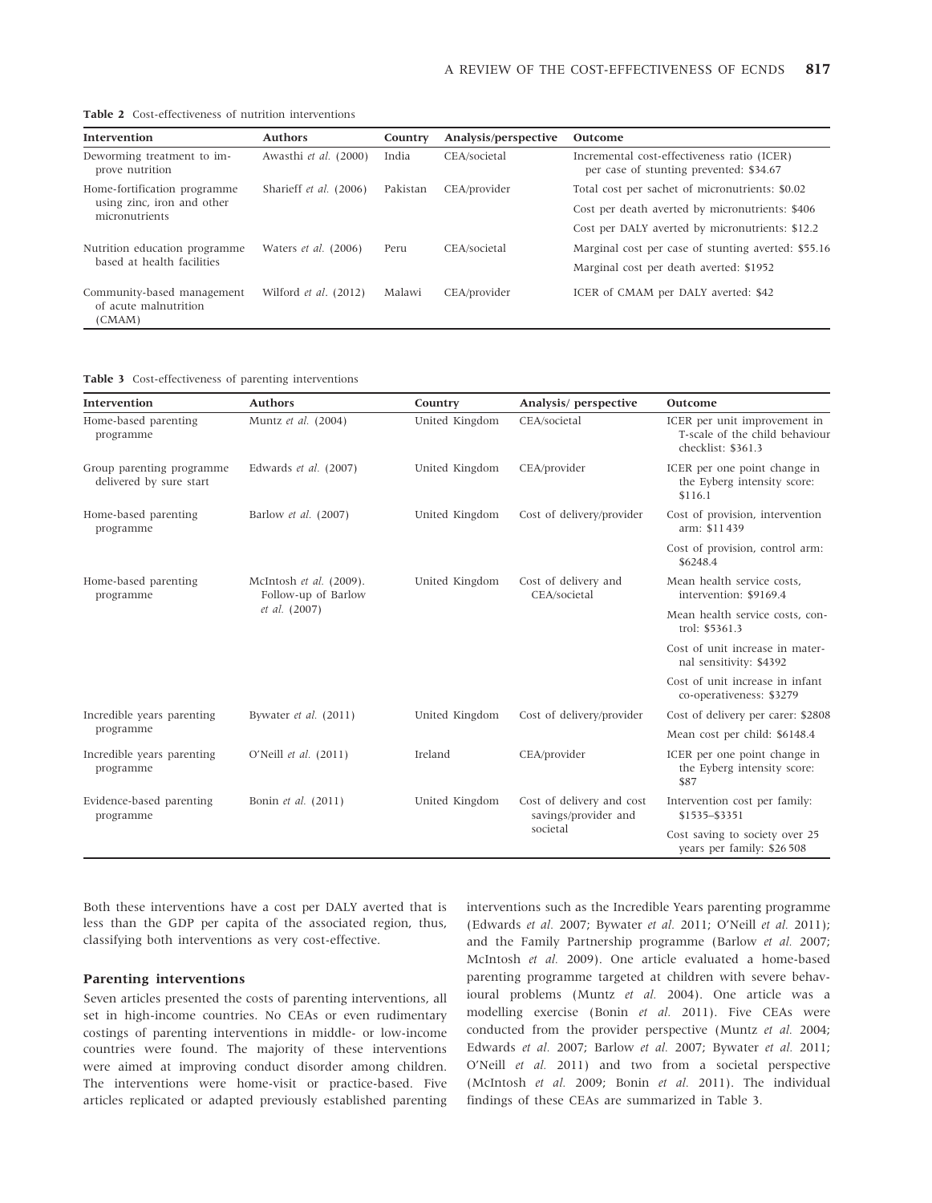**Table 2** Cost-effectiveness of nutrition interventions

| Intervention | Authors | Country | Analysis/perspective | Outcome |
|---|---|---|---|---|
| Deworming treatment to improve nutrition | Awasthi *et al.* (2000) | India | CEA/societal | Incremental cost-effectiveness ratio (ICER) per case of stunting prevented: $34.67 |
| Home-fortification programme using zinc, iron and other micronutrients | Sharieff *et al.* (2006) | Pakistan | CEA/provider | Total cost per sachet of micronutrients: $0.02 |
| | | | | Cost per death averted by micronutrients: $406 |
| | | | | Cost per DALY averted by micronutrients: $12.2 |
| Nutrition education programme based at health facilities | Waters *et al.* (2006) | Peru | CEA/societal | Marginal cost per case of stunting averted: $55.16 |
| | | | | Marginal cost per death averted: $1952 |
| Community-based management of acute malnutrition (CMAM) | Wilford *et al.* (2012) | Malawi | CEA/provider | ICER of CMAM per DALY averted: $42 |

**Table 3** Cost-effectiveness of parenting interventions

| Intervention | Authors | Country | Analysis/ perspective | Outcome |
|---|---|---|---|---|
| Home-based parenting programme | Muntz *et al.* (2004) | United Kingdom | CEA/societal | ICER per unit improvement in T-scale of the child behaviour checklist: $361.3 |
| Group parenting programme delivered by sure start | Edwards *et al.* (2007) | United Kingdom | CEA/provider | ICER per one point change in the Eyberg intensity score: $116.1 |
| Home-based parenting programme | Barlow *et al.* (2007) | United Kingdom | Cost of delivery/provider | Cost of provision, intervention arm: $11 439 |
| | | | | Cost of provision, control arm: $6248.4 |
| Home-based parenting programme | McIntosh *et al.* (2009). Follow-up of Barlow *et al.* (2007) | United Kingdom | Cost of delivery and CEA/societal | Mean health service costs, intervention: $9169.4 |
| | | | | Mean health service costs, control: $5361.3 |
| | | | | Cost of unit increase in maternal sensitivity: $4392 |
| | | | | Cost of unit increase in infant co-operativeness: $3279 |
| Incredible years parenting programme | Bywater *et al.* (2011) | United Kingdom | Cost of delivery/provider | Cost of delivery per carer: $2808 |
| | | | | Mean cost per child: $6148.4 |
| Incredible years parenting programme | O'Neill *et al.* (2011) | Ireland | CEA/provider | ICER per one point change in the Eyberg intensity score: $87 |
| Evidence-based parenting programme | Bonin *et al.* (2011) | United Kingdom | Cost of delivery and cost savings/provider and societal | Intervention cost per family: $1535–$3351 |
| | | | | Cost saving to society over 25 years per family: $26 508 |

Both these interventions have a cost per DALY averted that is less than the GDP per capita of the associated region, thus, classifying both interventions as very cost-effective.

### Parenting interventions

Seven articles presented the costs of parenting interventions, all set in high-income countries. No CEAs or even rudimentary costings of parenting interventions in middle- or low-income countries were found. The majority of these interventions were aimed at improving conduct disorder among children. The interventions were home-visit or practice-based. Five articles replicated or adapted previously established parenting interventions such as the Incredible Years parenting programme (Edwards *et al.* 2007; Bywater *et al.* 2011; O'Neill *et al.* 2011); and the Family Partnership programme (Barlow *et al.* 2007; McIntosh *et al.* 2009). One article evaluated a home-based parenting programme targeted at children with severe behavioural problems (Muntz *et al.* 2004). One article was a modelling exercise (Bonin *et al.* 2011). Five CEAs were conducted from the provider perspective (Muntz *et al.* 2004; Edwards *et al.* 2007; Barlow *et al.* 2007; Bywater *et al.* 2011; O'Neill *et al.* 2011) and two from a societal perspective (McIntosh *et al.* 2009; Bonin *et al.* 2011). The individual findings of these CEAs are summarized in Table 3.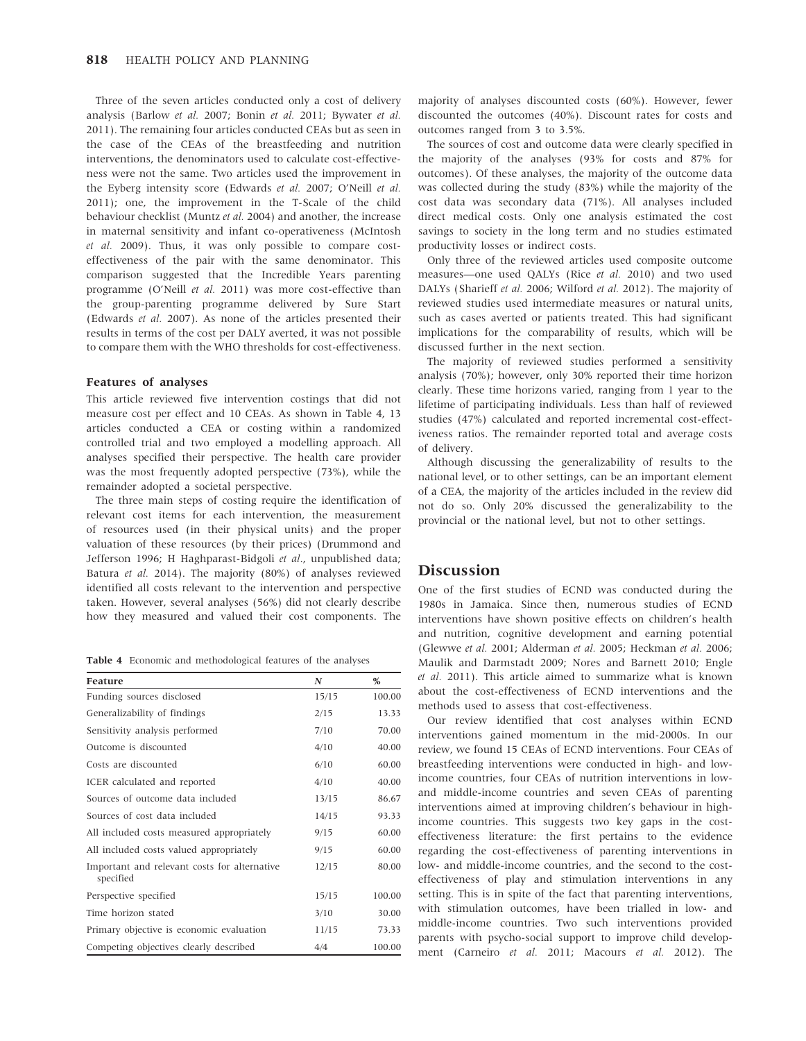Three of the seven articles conducted only a cost of delivery analysis (Barlow *et al.* 2007; Bonin *et al.* 2011; Bywater *et al.* 2011). The remaining four articles conducted CEAs but as seen in the case of the CEAs of the breastfeeding and nutrition interventions, the denominators used to calculate cost-effectiveness were not the same. Two articles used the improvement in the Eyberg intensity score (Edwards *et al.* 2007; O'Neill *et al.* 2011); one, the improvement in the T-Scale of the child behaviour checklist (Muntz *et al.* 2004) and another, the increase in maternal sensitivity and infant co-operativeness (McIntosh *et al.* 2009). Thus, it was only possible to compare cost-effectiveness of the pair with the same denominator. This comparison suggested that the Incredible Years parenting programme (O'Neill *et al.* 2011) was more cost-effective than the group-parenting programme delivered by Sure Start (Edwards *et al.* 2007). As none of the articles presented their results in terms of the cost per DALY averted, it was not possible to compare them with the WHO thresholds for cost-effectiveness.

### Features of analyses

This article reviewed five intervention costings that did not measure cost per effect and 10 CEAs. As shown in Table 4, 13 articles conducted a CEA or costing within a randomized controlled trial and two employed a modelling approach. All analyses specified their perspective. The health care provider was the most frequently adopted perspective (73%), while the remainder adopted a societal perspective.

The three main steps of costing require the identification of relevant cost items for each intervention, the measurement of resources used (in their physical units) and the proper valuation of these resources (by their prices) (Drummond and Jefferson 1996; H Haghparast-Bidgoli *et al*., unpublished data; Batura *et al.* 2014). The majority (80%) of analyses reviewed identified all costs relevant to the intervention and perspective taken. However, several analyses (56%) did not clearly describe how they measured and valued their cost components. The majority of analyses discounted costs (60%). However, fewer discounted the outcomes (40%). Discount rates for costs and outcomes ranged from 3 to 3.5%.

**Table 4** Economic and methodological features of the analyses

| Feature | *N* | % |
|---|---|---|
| Funding sources disclosed | 15/15 | 100.00 |
| Generalizability of findings | 2/15 | 13.33 |
| Sensitivity analysis performed | 7/10 | 70.00 |
| Outcome is discounted | 4/10 | 40.00 |
| Costs are discounted | 6/10 | 60.00 |
| ICER calculated and reported | 4/10 | 40.00 |
| Sources of outcome data included | 13/15 | 86.67 |
| Sources of cost data included | 14/15 | 93.33 |
| All included costs measured appropriately | 9/15 | 60.00 |
| All included costs valued appropriately | 9/15 | 60.00 |
| Important and relevant costs for alternative specified | 12/15 | 80.00 |
| Perspective specified | 15/15 | 100.00 |
| Time horizon stated | 3/10 | 30.00 |
| Primary objective is economic evaluation | 11/15 | 73.33 |
| Competing objectives clearly described | 4/4 | 100.00 |

The sources of cost and outcome data were clearly specified in the majority of the analyses (93% for costs and 87% for outcomes). Of these analyses, the majority of the outcome data was collected during the study (83%) while the majority of the cost data was secondary data (71%). All analyses included direct medical costs. Only one analysis estimated the cost savings to society in the long term and no studies estimated productivity losses or indirect costs.

Only three of the reviewed articles used composite outcome measures—one used QALYs (Rice *et al.* 2010) and two used DALYs (Sharieff *et al.* 2006; Wilford *et al.* 2012). The majority of reviewed studies used intermediate measures or natural units, such as cases averted or patients treated. This had significant implications for the comparability of results, which will be discussed further in the next section.

The majority of reviewed studies performed a sensitivity analysis (70%); however, only 30% reported their time horizon clearly. These time horizons varied, ranging from 1 year to the lifetime of participating individuals. Less than half of reviewed studies (47%) calculated and reported incremental cost-effectiveness ratios. The remainder reported total and average costs of delivery.

Although discussing the generalizability of results to the national level, or to other settings, can be an important element of a CEA, the majority of the articles included in the review did not do so. Only 20% discussed the generalizability to the provincial or the national level, but not to other settings.

## Discussion

One of the first studies of ECND was conducted during the 1980s in Jamaica. Since then, numerous studies of ECND interventions have shown positive effects on children's health and nutrition, cognitive development and earning potential (Glewwe *et al.* 2001; Alderman *et al.* 2005; Heckman *et al.* 2006; Maulik and Darmstadt 2009; Nores and Barnett 2010; Engle *et al.* 2011). This article aimed to summarize what is known about the cost-effectiveness of ECND interventions and the methods used to assess that cost-effectiveness.

Our review identified that cost analyses within ECND interventions gained momentum in the mid-2000s. In our review, we found 15 CEAs of ECND interventions. Four CEAs of breastfeeding interventions were conducted in high- and low-income countries, four CEAs of nutrition interventions in low- and middle-income countries and seven CEAs of parenting interventions aimed at improving children's behaviour in high-income countries. This suggests two key gaps in the cost-effectiveness literature: the first pertains to the evidence regarding the cost-effectiveness of parenting interventions in low- and middle-income countries, and the second to the cost-effectiveness of play and stimulation interventions in any setting. This is in spite of the fact that parenting interventions, with stimulation outcomes, have been trialled in low- and middle-income countries. Two such interventions provided parents with psycho-social support to improve child development (Carneiro *et al.* 2011; Macours *et al.* 2012). The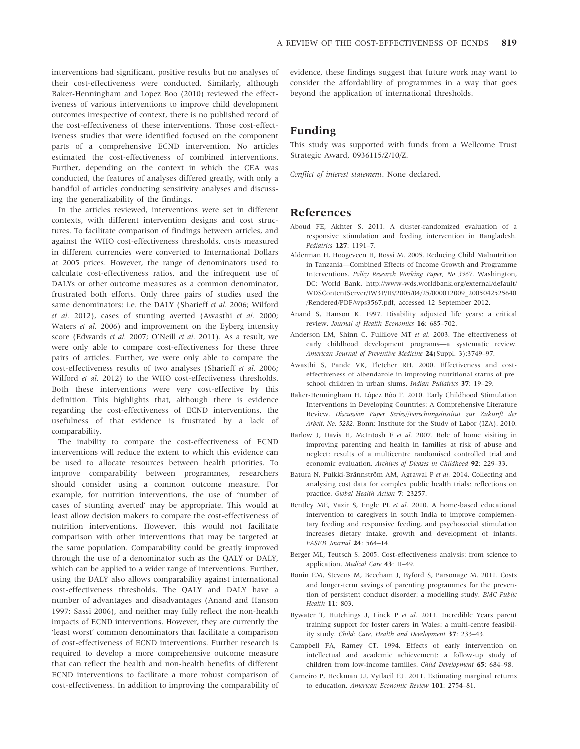interventions had significant, positive results but no analyses of their cost-effectiveness were conducted. Similarly, although Baker-Henningham and Lopez Boo (2010) reviewed the effectiveness of various interventions to improve child development outcomes irrespective of context, there is no published record of the cost-effectiveness of these interventions. Those cost-effectiveness studies that were identified focused on the component parts of a comprehensive ECND intervention. No articles estimated the cost-effectiveness of combined interventions. Further, depending on the context in which the CEA was conducted, the features of analyses differed greatly, with only a handful of articles conducting sensitivity analyses and discussing the generalizability of the findings.

In the articles reviewed, interventions were set in different contexts, with different intervention designs and cost structures. To facilitate comparison of findings between articles, and against the WHO cost-effectiveness thresholds, costs measured in different currencies were converted to International Dollars at 2005 prices. However, the range of denominators used to calculate cost-effectiveness ratios, and the infrequent use of DALYs or other outcome measures as a common denominator, frustrated both efforts. Only three pairs of studies used the same denominators: i.e. the DALY (Sharieff *et al.* 2006; Wilford *et al.* 2012), cases of stunting averted (Awasthi *et al.* 2000; Waters *et al.* 2006) and improvement on the Eyberg intensity score (Edwards *et al.* 2007; O'Neill *et al.* 2011). As a result, we were only able to compare cost-effectiveness for these three pairs of articles. Further, we were only able to compare the cost-effectiveness results of two analyses (Sharieff *et al.* 2006; Wilford *et al.* 2012) to the WHO cost-effectiveness thresholds. Both these interventions were very cost-effective by this definition. This highlights that, although there is evidence regarding the cost-effectiveness of ECND interventions, the usefulness of that evidence is frustrated by a lack of comparability.

The inability to compare the cost-effectiveness of ECND interventions will reduce the extent to which this evidence can be used to allocate resources between health priorities. To improve comparability between programmes, researchers should consider using a common outcome measure. For example, for nutrition interventions, the use of 'number of cases of stunting averted' may be appropriate. This would at least allow decision makers to compare the cost-effectiveness of nutrition interventions. However, this would not facilitate comparison with other interventions that may be targeted at the same population. Comparability could be greatly improved through the use of a denominator such as the QALY or DALY, which can be applied to a wider range of interventions. Further, using the DALY also allows comparability against international cost-effectiveness thresholds. The QALY and DALY have a number of advantages and disadvantages (Anand and Hanson 1997; Sassi 2006), and neither may fully reflect the non-health impacts of ECND interventions. However, they are currently the 'least worst' common denominators that facilitate a comparison of cost-effectiveness of ECND interventions. Further research is required to develop a more comprehensive outcome measure that can reflect the health and non-health benefits of different ECND interventions to facilitate a more robust comparison of cost-effectiveness. In addition to improving the comparability of evidence, these findings suggest that future work may want to consider the affordability of programmes in a way that goes beyond the application of international thresholds.

## Funding

This study was supported with funds from a Wellcome Trust Strategic Award, 0936115/Z/10/Z.

*Conflict of interest statement*. None declared.

## References

Aboud FE, Akhter S. 2011. A cluster-randomized evaluation of a responsive stimulation and feeding intervention in Bangladesh. *Pediatrics* **127**: 1191–7.

Alderman H, Hoogeveen H, Rossi M. 2005. Reducing Child Malnutrition in Tanzania—Combined Effects of Income Growth and Programme Interventions. *Policy Research Working Paper, No 3567*. Washington, DC: World Bank. http://www-wds.worldbank.org/external/default/WDSContentServer/IW3P/IB/2005/04/25/000012009_2005042525640/Rendered/PDF/wps3567.pdf, accessed 12 September 2012.

Anand S, Hanson K. 1997. Disability adjusted life years: a critical review. *Journal of Health Economics* **16**: 685–702.

Anderson LM, Shinn C, Fullilove MT *et al.* 2003. The effectiveness of early childhood development programs—a systematic review. *American Journal of Preventive Medicine* **24**(Suppl. 3):3749–97.

Awasthi S, Pande VK, Fletcher RH. 2000. Effectiveness and cost-effectiveness of albendazole in improving nutritional status of pre-school children in urban slums. *Indian Pediatrics* **37**: 19–29.

Baker-Henningham H, López Bóo F. 2010. Early Childhood Stimulation Interventions in Developing Countries: A Comprehensive Literature Review. *Discussion Paper Series//Forschungsinstitut zur Zukunft der Arbeit, No. 5282*. Bonn: Institute for the Study of Labor (IZA). 2010.

Barlow J, Davis H, McIntosh E *et al.* 2007. Role of home visiting in improving parenting and health in families at risk of abuse and neglect: results of a multicentre randomised controlled trial and economic evaluation. *Archives of Dieases in Childhood* **92**: 229–33.

Batura N, Pulkki-Brännström AM, Agrawal P *et al.* 2014. Collecting and analysing cost data for complex public health trials: reflections on practice. *Global Health Action* **7**: 23257.

Bentley ME, Vazir S, Engle PL *et al.* 2010. A home-based educational intervention to caregivers in south India to improve complementary feeding and responsive feeding, and psychosocial stimulation increases dietary intake, growth and development of infants. *FASEB Journal* **24**: 564–14.

Berger ML, Teutsch S. 2005. Cost-effectiveness analysis: from science to application. *Medical Care* **43**: II–49.

Bonin EM, Stevens M, Beecham J, Byford S, Parsonage M. 2011. Costs and longer-term savings of parenting programmes for the prevention of persistent conduct disorder: a modelling study. *BMC Public Health* **11**: 803.

Bywater T, Hutchings J, Linck P *et al.* 2011. Incredible Years parent training support for foster carers in Wales: a multi-centre feasibility study. *Child: Care, Health and Development* **37**: 233–43.

Campbell FA, Ramey CT. 1994. Effects of early intervention on intellectual and academic achievement: a follow-up study of children from low-income families. *Child Development* **65**: 684–98.

Carneiro P, Heckman JJ, Vytlacil EJ. 2011. Estimating marginal returns to education. *American Economic Review* **101**: 2754–81.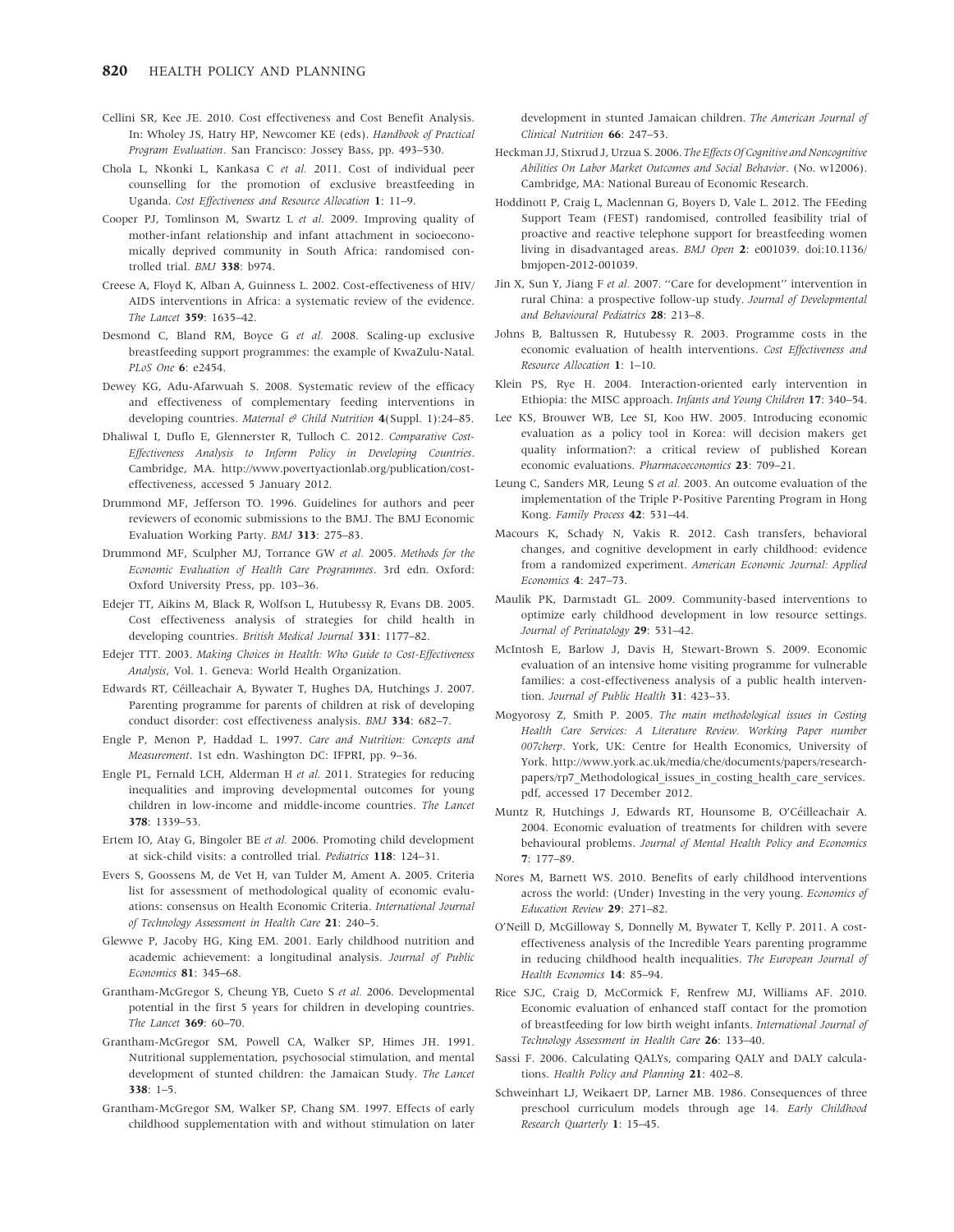Cellini SR, Kee JE. 2010. Cost effectiveness and Cost Benefit Analysis. In: Wholey JS, Hatry HP, Newcomer KE (eds). *Handbook of Practical Program Evaluation*. San Francisco: Jossey Bass, pp. 493–530.

Chola L, Nkonki L, Kankasa C *et al.* 2011. Cost of individual peer counselling for the promotion of exclusive breastfeeding in Uganda. *Cost Effectiveness and Resource Allocation* **1**: 11–9.

Cooper PJ, Tomlinson M, Swartz L *et al.* 2009. Improving quality of mother-infant relationship and infant attachment in socioeconomically deprived community in South Africa: randomised controlled trial. *BMJ* **338**: b974.

Creese A, Floyd K, Alban A, Guinness L. 2002. Cost-effectiveness of HIV/AIDS interventions in Africa: a systematic review of the evidence. *The Lancet* **359**: 1635–42.

Desmond C, Bland RM, Boyce G *et al.* 2008. Scaling-up exclusive breastfeeding support programmes: the example of KwaZulu-Natal. *PLoS One* **6**: e2454.

Dewey KG, Adu-Afarwuah S. 2008. Systematic review of the efficacy and effectiveness of complementary feeding interventions in developing countries. *Maternal & Child Nutrition* **4**(Suppl. 1):24–85.

Dhaliwal I, Duflo E, Glennerster R, Tulloch C. 2012. *Comparative Cost-Effectiveness Analysis to Inform Policy in Developing Countries*. Cambridge, MA. http://www.povertyactionlab.org/publication/cost-effectiveness, accessed 5 January 2012.

Drummond MF, Jefferson TO. 1996. Guidelines for authors and peer reviewers of economic submissions to the BMJ. The BMJ Economic Evaluation Working Party. *BMJ* **313**: 275–83.

Drummond MF, Sculpher MJ, Torrance GW *et al.* 2005. *Methods for the Economic Evaluation of Health Care Programmes*. 3rd edn. Oxford: Oxford University Press, pp. 103–36.

Edejer TT, Aikins M, Black R, Wolfson L, Hutubessy R, Evans DB. 2005. Cost effectiveness analysis of strategies for child health in developing countries. *British Medical Journal* **331**: 1177–82.

Edejer TTT. 2003. *Making Choices in Health: Who Guide to Cost-Effectiveness Analysis*, Vol. 1. Geneva: World Health Organization.

Edwards RT, Céilleachair A, Bywater T, Hughes DA, Hutchings J. 2007. Parenting programme for parents of children at risk of developing conduct disorder: cost effectiveness analysis. *BMJ* **334**: 682–7.

Engle P, Menon P, Haddad L. 1997. *Care and Nutrition: Concepts and Measurement*. 1st edn. Washington DC: IFPRI, pp. 9–36.

Engle PL, Fernald LCH, Alderman H *et al.* 2011. Strategies for reducing inequalities and improving developmental outcomes for young children in low-income and middle-income countries. *The Lancet* **378**: 1339–53.

Ertem IO, Atay G, Bingoler BE *et al.* 2006. Promoting child development at sick-child visits: a controlled trial. *Pediatrics* **118**: 124–31.

Evers S, Goossens M, de Vet H, van Tulder M, Ament A. 2005. Criteria list for assessment of methodological quality of economic evaluations: consensus on Health Economic Criteria. *International Journal of Technology Assessment in Health Care* **21**: 240–5.

Glewwe P, Jacoby HG, King EM. 2001. Early childhood nutrition and academic achievement: a longitudinal analysis. *Journal of Public Economics* **81**: 345–68.

Grantham-McGregor S, Cheung YB, Cueto S *et al.* 2006. Developmental potential in the first 5 years for children in developing countries. *The Lancet* **369**: 60–70.

Grantham-McGregor SM, Powell CA, Walker SP, Himes JH. 1991. Nutritional supplementation, psychosocial stimulation, and mental development of stunted children: the Jamaican Study. *The Lancet* **338**: 1–5.

Grantham-McGregor SM, Walker SP, Chang SM. 1997. Effects of early childhood supplementation with and without stimulation on later development in stunted Jamaican children. *The American Journal of Clinical Nutrition* **66**: 247–53.

Heckman JJ, Stixrud J, Urzua S. 2006. *The Effects Of Cognitive and Noncognitive Abilities On Labor Market Outcomes and Social Behavior*. (No. w12006). Cambridge, MA: National Bureau of Economic Research.

Hoddinott P, Craig L, Maclennan G, Boyers D, Vale L. 2012. The FEeding Support Team (FEST) randomised, controlled feasibility trial of proactive and reactive telephone support for breastfeeding women living in disadvantaged areas. *BMJ Open* **2**: e001039. doi:10.1136/bmjopen-2012-001039.

Jin X, Sun Y, Jiang F *et al.* 2007. ''Care for development'' intervention in rural China: a prospective follow-up study. *Journal of Developmental and Behavioural Pediatrics* **28**: 213–8.

Johns B, Baltussen R, Hutubessy R. 2003. Programme costs in the economic evaluation of health interventions. *Cost Effectiveness and Resource Allocation* **1**: 1–10.

Klein PS, Rye H. 2004. Interaction-oriented early intervention in Ethiopia: the MISC approach. *Infants and Young Children* **17**: 340–54.

Lee KS, Brouwer WB, Lee SI, Koo HW. 2005. Introducing economic evaluation as a policy tool in Korea: will decision makers get quality information?: a critical review of published Korean economic evaluations. *Pharmacoeconomics* **23**: 709–21.

Leung C, Sanders MR, Leung S *et al.* 2003. An outcome evaluation of the implementation of the Triple P-Positive Parenting Program in Hong Kong. *Family Process* **42**: 531–44.

Macours K, Schady N, Vakis R. 2012. Cash transfers, behavioral changes, and cognitive development in early childhood: evidence from a randomized experiment. *American Economic Journal: Applied Economics* **4**: 247–73.

Maulik PK, Darmstadt GL. 2009. Community-based interventions to optimize early childhood development in low resource settings. *Journal of Perinatology* **29**: 531–42.

McIntosh E, Barlow J, Davis H, Stewart-Brown S. 2009. Economic evaluation of an intensive home visiting programme for vulnerable families: a cost-effectiveness analysis of a public health intervention. *Journal of Public Health* **31**: 423–33.

Mogyorosy Z, Smith P. 2005. *The main methodological issues in Costing Health Care Services: A Literature Review. Working Paper number 007cherp*. York, UK: Centre for Health Economics, University of York. http://www.york.ac.uk/media/che/documents/papers/research-papers/rp7_Methodological_issues_in_costing_health_care_services.pdf, accessed 17 December 2012.

Muntz R, Hutchings J, Edwards RT, Hounsome B, O'Céilleachair A. 2004. Economic evaluation of treatments for children with severe behavioural problems. *Journal of Mental Health Policy and Economics* **7**: 177–89.

Nores M, Barnett WS. 2010. Benefits of early childhood interventions across the world: (Under) Investing in the very young. *Economics of Education Review* **29**: 271–82.

O'Neill D, McGilloway S, Donnelly M, Bywater T, Kelly P. 2011. A cost-effectiveness analysis of the Incredible Years parenting programme in reducing childhood health inequalities. *The European Journal of Health Economics* **14**: 85–94.

Rice SJC, Craig D, McCormick F, Renfrew MJ, Williams AF. 2010. Economic evaluation of enhanced staff contact for the promotion of breastfeeding for low birth weight infants. *International Journal of Technology Assessment in Health Care* **26**: 133–40.

Sassi F. 2006. Calculating QALYs, comparing QALY and DALY calculations. *Health Policy and Planning* **21**: 402–8.

Schweinhart LJ, Weikaert DP, Larner MB. 1986. Consequences of three preschool curriculum models through age 14. *Early Childhood Research Quarterly* **1**: 15–45.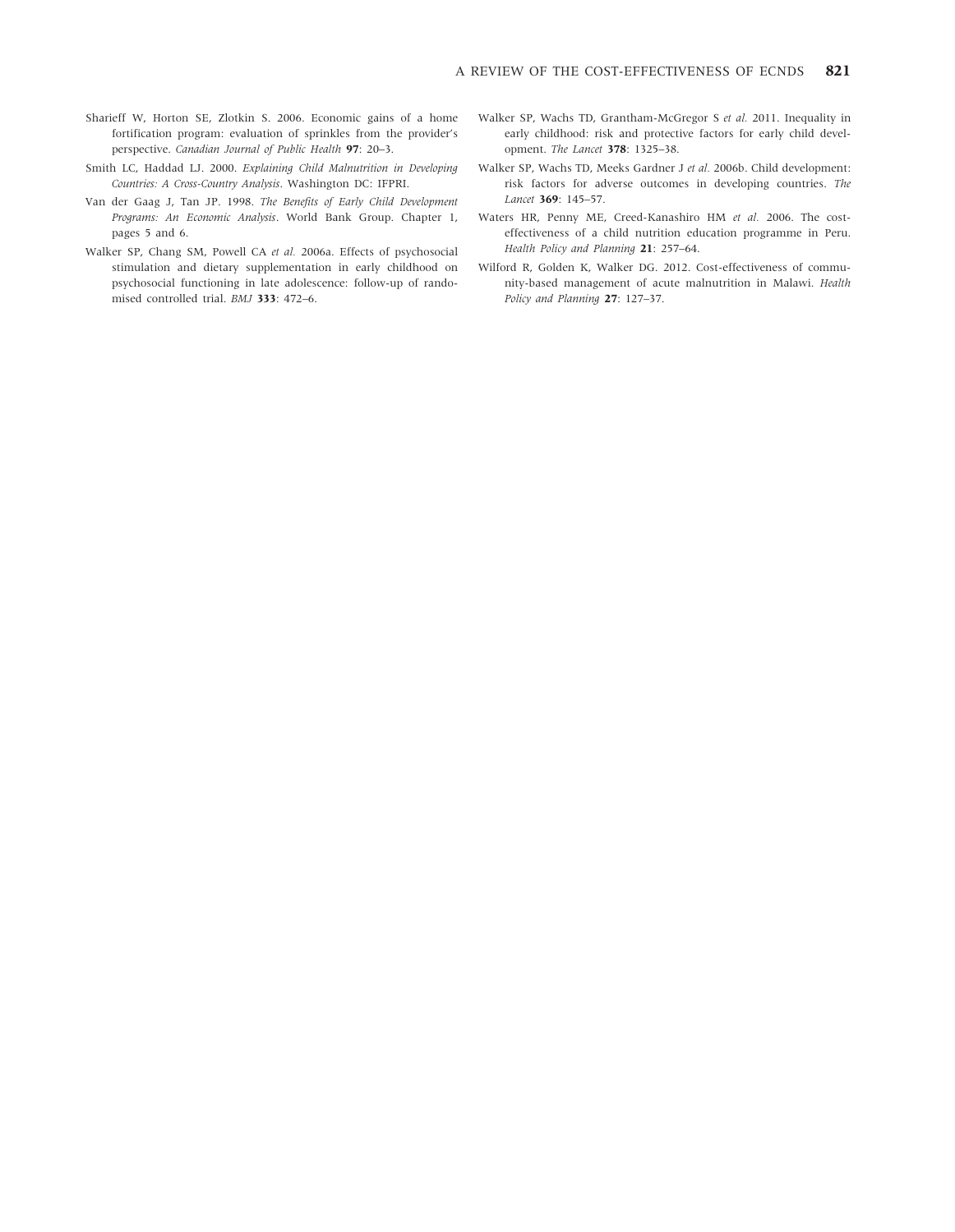Sharieff W, Horton SE, Zlotkin S. 2006. Economic gains of a home fortification program: evaluation of sprinkles from the provider's perspective. *Canadian Journal of Public Health* **97**: 20–3.

Smith LC, Haddad LJ. 2000. *Explaining Child Malnutrition in Developing Countries: A Cross-Country Analysis*. Washington DC: IFPRI.

Van der Gaag J, Tan JP. 1998. *The Benefits of Early Child Development Programs: An Economic Analysis*. World Bank Group. Chapter 1, pages 5 and 6.

Walker SP, Chang SM, Powell CA *et al.* 2006a. Effects of psychosocial stimulation and dietary supplementation in early childhood on psychosocial functioning in late adolescence: follow-up of randomised controlled trial. *BMJ* **333**: 472–6.

Walker SP, Wachs TD, Grantham-McGregor S *et al.* 2011. Inequality in early childhood: risk and protective factors for early child development. *The Lancet* **378**: 1325–38.

Walker SP, Wachs TD, Meeks Gardner J *et al.* 2006b. Child development: risk factors for adverse outcomes in developing countries. *The Lancet* **369**: 145–57.

Waters HR, Penny ME, Creed-Kanashiro HM *et al.* 2006. The cost-effectiveness of a child nutrition education programme in Peru. *Health Policy and Planning* **21**: 257–64.

Wilford R, Golden K, Walker DG. 2012. Cost-effectiveness of community-based management of acute malnutrition in Malawi. *Health Policy and Planning* **27**: 127–37.